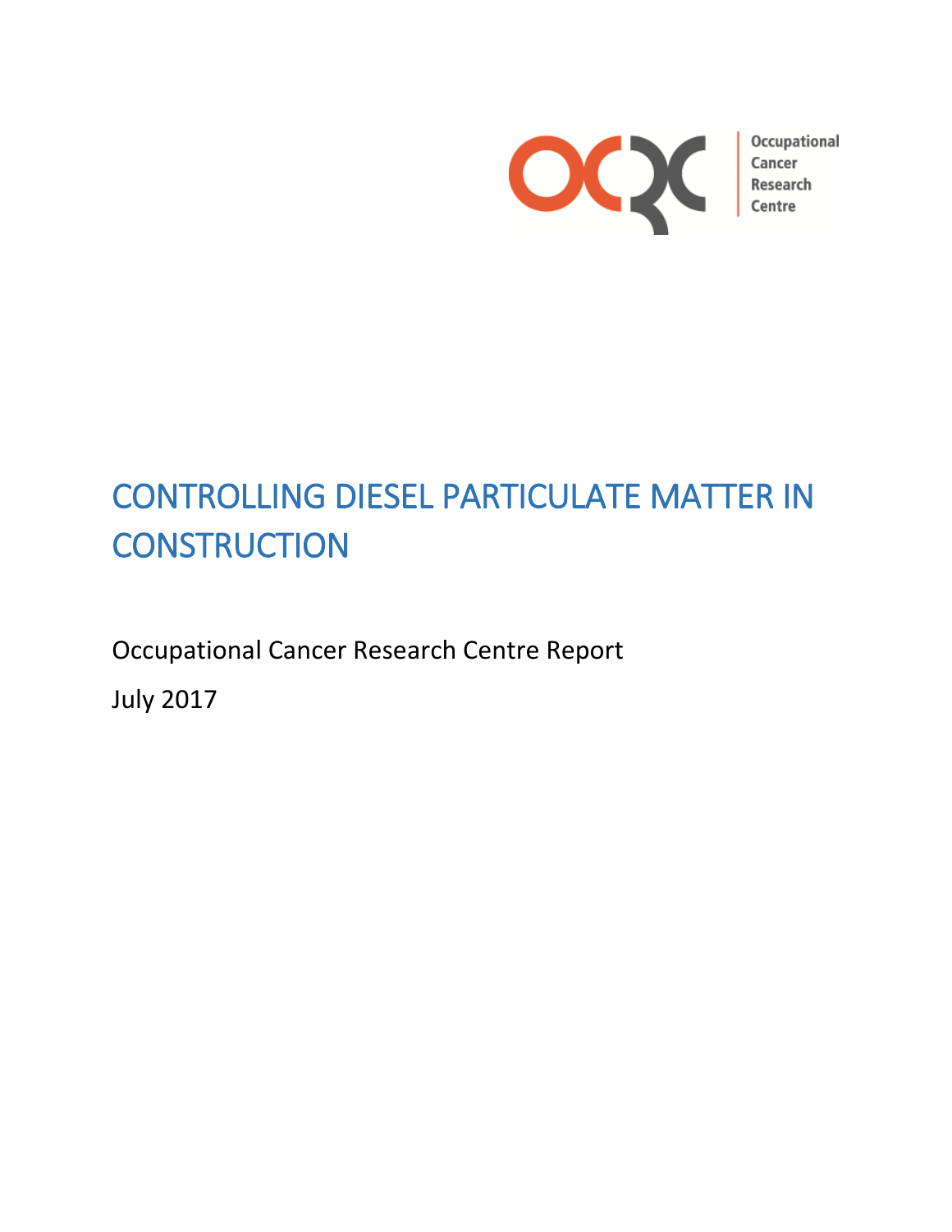Occupational Cancer Research Centre

# CONTROLLING DIESEL PARTICULATE MATTER IN CONSTRUCTION

Occupational Cancer Research Centre Report

July 2017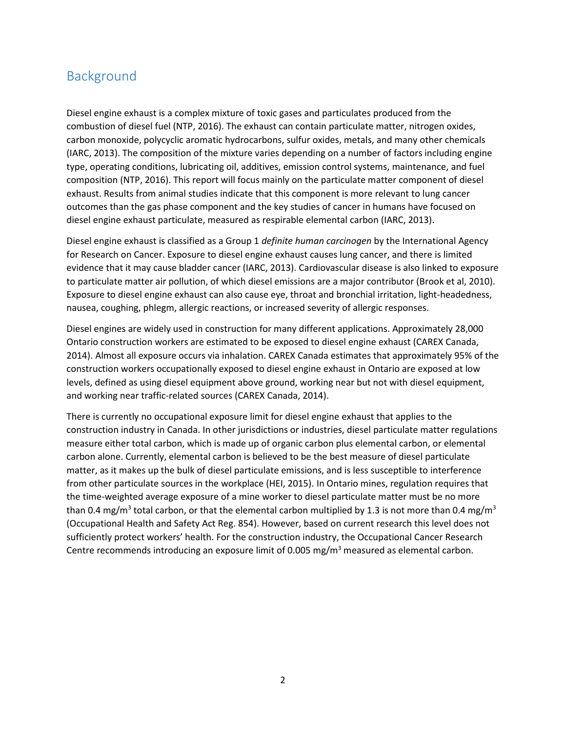## Background

Diesel engine exhaust is a complex mixture of toxic gases and particulates produced from the combustion of diesel fuel (NTP, 2016). The exhaust can contain particulate matter, nitrogen oxides, carbon monoxide, polycyclic aromatic hydrocarbons, sulfur oxides, metals, and many other chemicals (IARC, 2013). The composition of the mixture varies depending on a number of factors including engine type, operating conditions, lubricating oil, additives, emission control systems, maintenance, and fuel composition (NTP, 2016). This report will focus mainly on the particulate matter component of diesel exhaust. Results from animal studies indicate that this component is more relevant to lung cancer outcomes than the gas phase component and the key studies of cancer in humans have focused on diesel engine exhaust particulate, measured as respirable elemental carbon (IARC, 2013).

Diesel engine exhaust is classified as a Group 1 *definite human carcinogen* by the International Agency for Research on Cancer. Exposure to diesel engine exhaust causes lung cancer, and there is limited evidence that it may cause bladder cancer (IARC, 2013). Cardiovascular disease is also linked to exposure to particulate matter air pollution, of which diesel emissions are a major contributor (Brook et al, 2010). Exposure to diesel engine exhaust can also cause eye, throat and bronchial irritation, light-headedness, nausea, coughing, phlegm, allergic reactions, or increased severity of allergic responses.

Diesel engines are widely used in construction for many different applications. Approximately 28,000 Ontario construction workers are estimated to be exposed to diesel engine exhaust (CAREX Canada, 2014). Almost all exposure occurs via inhalation. CAREX Canada estimates that approximately 95% of the construction workers occupationally exposed to diesel engine exhaust in Ontario are exposed at low levels, defined as using diesel equipment above ground, working near but not with diesel equipment, and working near traffic-related sources (CAREX Canada, 2014).

There is currently no occupational exposure limit for diesel engine exhaust that applies to the construction industry in Canada. In other jurisdictions or industries, diesel particulate matter regulations measure either total carbon, which is made up of organic carbon plus elemental carbon, or elemental carbon alone. Currently, elemental carbon is believed to be the best measure of diesel particulate matter, as it makes up the bulk of diesel particulate emissions, and is less susceptible to interference from other particulate sources in the workplace (HEI, 2015). In Ontario mines, regulation requires that the time-weighted average exposure of a mine worker to diesel particulate matter must be no more than 0.4 $mg/m^3$ total carbon, or that the elemental carbon multiplied by 1.3 is not more than 0.4 $mg/m^3$ (Occupational Health and Safety Act Reg. 854). However, based on current research this level does not sufficiently protect workers' health. For the construction industry, the Occupational Cancer Research Centre recommends introducing an exposure limit of 0.005 $mg/m^3$ measured as elemental carbon.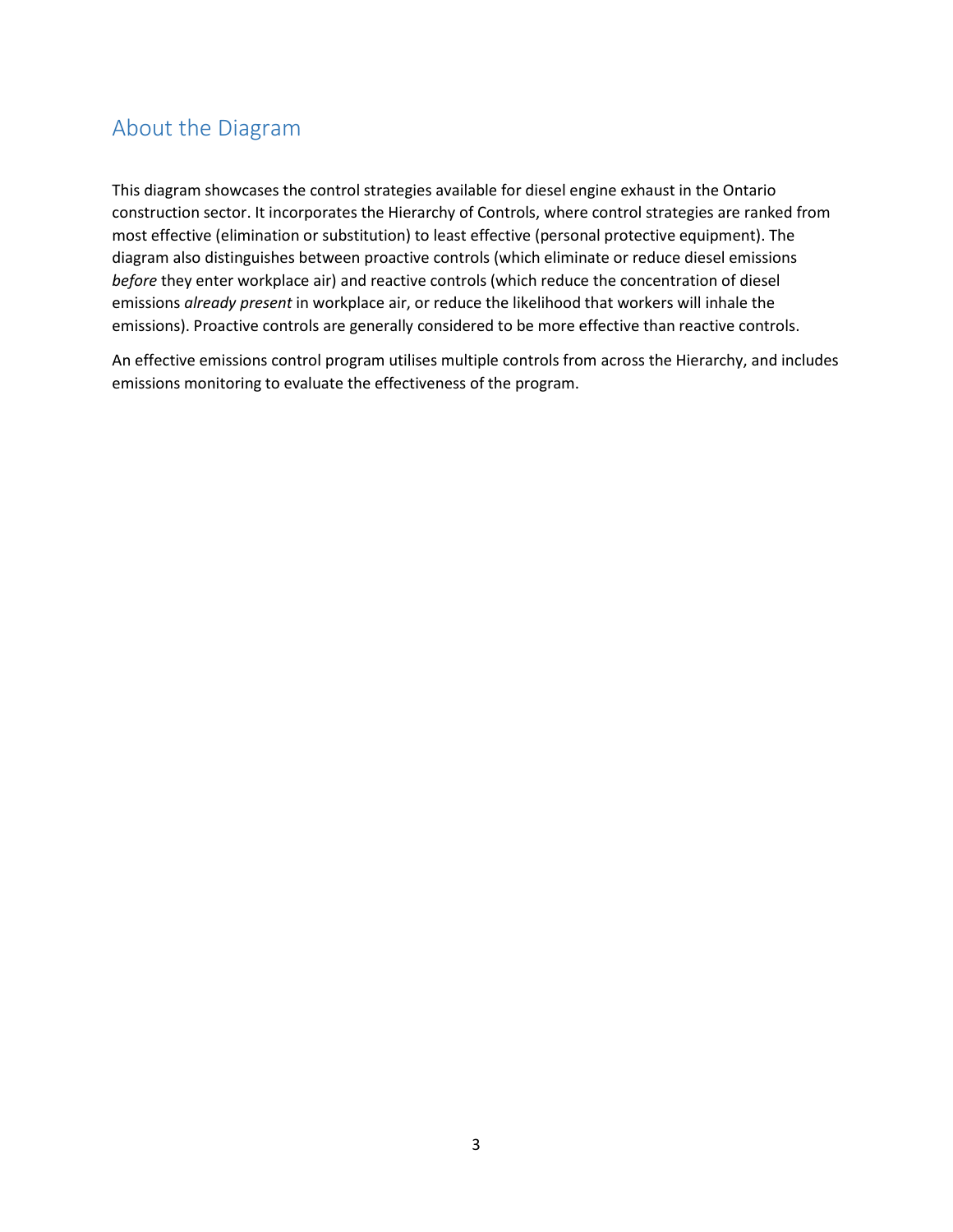## About the Diagram

This diagram showcases the control strategies available for diesel engine exhaust in the Ontario construction sector. It incorporates the Hierarchy of Controls, where control strategies are ranked from most effective (elimination or substitution) to least effective (personal protective equipment). The diagram also distinguishes between proactive controls (which eliminate or reduce diesel emissions *before* they enter workplace air) and reactive controls (which reduce the concentration of diesel emissions *already present* in workplace air, or reduce the likelihood that workers will inhale the emissions). Proactive controls are generally considered to be more effective than reactive controls.

An effective emissions control program utilises multiple controls from across the Hierarchy, and includes emissions monitoring to evaluate the effectiveness of the program.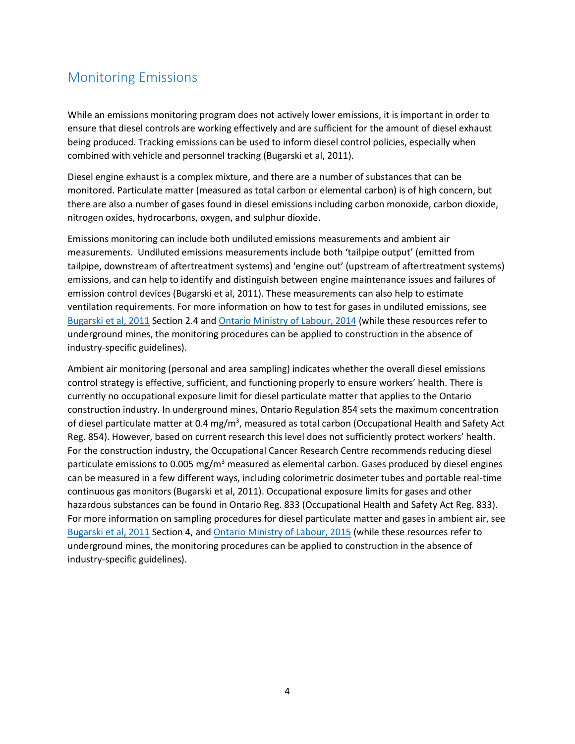## Monitoring Emissions

While an emissions monitoring program does not actively lower emissions, it is important in order to ensure that diesel controls are working effectively and are sufficient for the amount of diesel exhaust being produced. Tracking emissions can be used to inform diesel control policies, especially when combined with vehicle and personnel tracking (Bugarski et al, 2011).

Diesel engine exhaust is a complex mixture, and there are a number of substances that can be monitored. Particulate matter (measured as total carbon or elemental carbon) is of high concern, but there are also a number of gases found in diesel emissions including carbon monoxide, carbon dioxide, nitrogen oxides, hydrocarbons, oxygen, and sulphur dioxide.

Emissions monitoring can include both undiluted emissions measurements and ambient air measurements. Undiluted emissions measurements include both 'tailpipe output' (emitted from tailpipe, downstream of aftertreatment systems) and 'engine out' (upstream of aftertreatment systems) emissions, and can help to identify and distinguish between engine maintenance issues and failures of emission control devices (Bugarski et al, 2011). These measurements can also help to estimate ventilation requirements. For more information on how to test for gases in undiluted emissions, see Bugarski et al, 2011 Section 2.4 and Ontario Ministry of Labour, 2014 (while these resources refer to underground mines, the monitoring procedures can be applied to construction in the absence of industry-specific guidelines).

Ambient air monitoring (personal and area sampling) indicates whether the overall diesel emissions control strategy is effective, sufficient, and functioning properly to ensure workers' health. There is currently no occupational exposure limit for diesel particulate matter that applies to the Ontario construction industry. In underground mines, Ontario Regulation 854 sets the maximum concentration of diesel particulate matter at 0.4 $mg/m^3$, measured as total carbon (Occupational Health and Safety Act Reg. 854). However, based on current research this level does not sufficiently protect workers' health. For the construction industry, the Occupational Cancer Research Centre recommends reducing diesel particulate emissions to 0.005 $mg/m^3$ measured as elemental carbon. Gases produced by diesel engines can be measured in a few different ways, including colorimetric dosimeter tubes and portable real-time continuous gas monitors (Bugarski et al, 2011). Occupational exposure limits for gases and other hazardous substances can be found in Ontario Reg. 833 (Occupational Health and Safety Act Reg. 833). For more information on sampling procedures for diesel particulate matter and gases in ambient air, see Bugarski et al, 2011 Section 4, and Ontario Ministry of Labour, 2015 (while these resources refer to underground mines, the monitoring procedures can be applied to construction in the absence of industry-specific guidelines).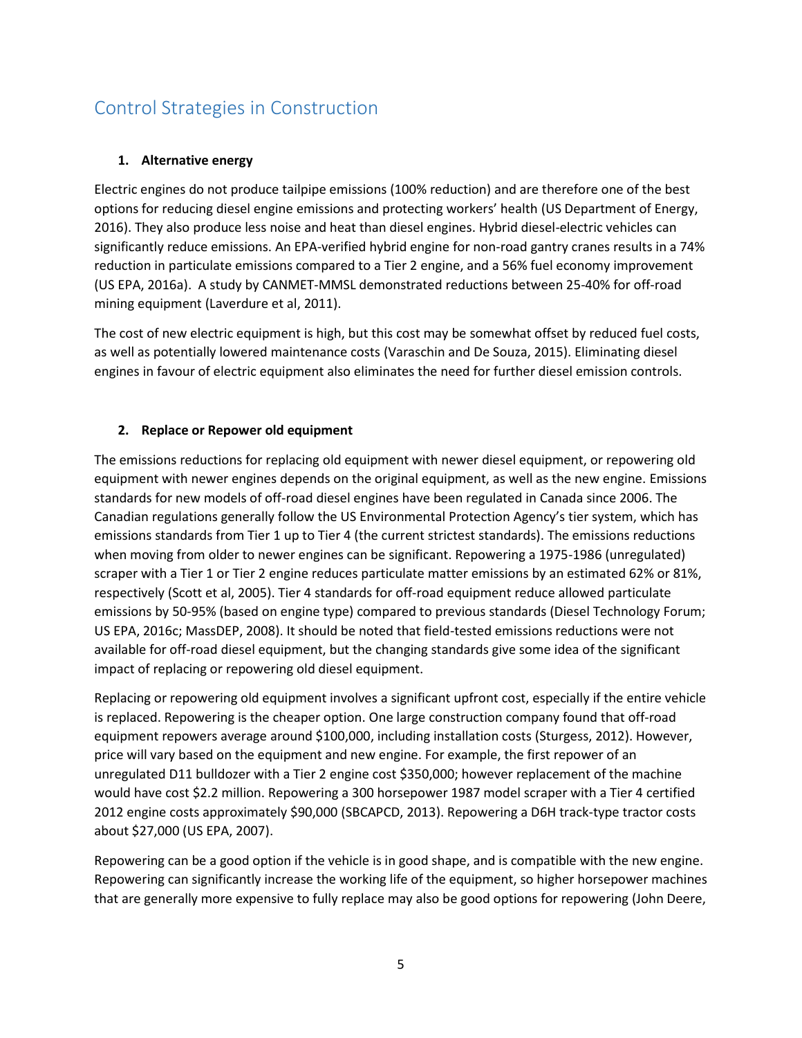## Control Strategies in Construction

### 1. Alternative energy

Electric engines do not produce tailpipe emissions (100% reduction) and are therefore one of the best options for reducing diesel engine emissions and protecting workers' health (US Department of Energy, 2016). They also produce less noise and heat than diesel engines. Hybrid diesel-electric vehicles can significantly reduce emissions. An EPA-verified hybrid engine for non-road gantry cranes results in a 74% reduction in particulate emissions compared to a Tier 2 engine, and a 56% fuel economy improvement (US EPA, 2016a). A study by CANMET-MMSL demonstrated reductions between 25-40% for off-road mining equipment (Laverdure et al, 2011).

The cost of new electric equipment is high, but this cost may be somewhat offset by reduced fuel costs, as well as potentially lowered maintenance costs (Varaschin and De Souza, 2015). Eliminating diesel engines in favour of electric equipment also eliminates the need for further diesel emission controls.

### 2. Replace or Repower old equipment

The emissions reductions for replacing old equipment with newer diesel equipment, or repowering old equipment with newer engines depends on the original equipment, as well as the new engine. Emissions standards for new models of off-road diesel engines have been regulated in Canada since 2006. The Canadian regulations generally follow the US Environmental Protection Agency's tier system, which has emissions standards from Tier 1 up to Tier 4 (the current strictest standards). The emissions reductions when moving from older to newer engines can be significant. Repowering a 1975-1986 (unregulated) scraper with a Tier 1 or Tier 2 engine reduces particulate matter emissions by an estimated 62% or 81%, respectively (Scott et al, 2005). Tier 4 standards for off-road equipment reduce allowed particulate emissions by 50-95% (based on engine type) compared to previous standards (Diesel Technology Forum; US EPA, 2016c; MassDEP, 2008). It should be noted that field-tested emissions reductions were not available for off-road diesel equipment, but the changing standards give some idea of the significant impact of replacing or repowering old diesel equipment.

Replacing or repowering old equipment involves a significant upfront cost, especially if the entire vehicle is replaced. Repowering is the cheaper option. One large construction company found that off-road equipment repowers average around $100,000, including installation costs (Sturgess, 2012). However, price will vary based on the equipment and new engine. For example, the first repower of an unregulated D11 bulldozer with a Tier 2 engine cost $350,000; however replacement of the machine would have cost $2.2 million. Repowering a 300 horsepower 1987 model scraper with a Tier 4 certified 2012 engine costs approximately $90,000 (SBCAPCD, 2013). Repowering a D6H track-type tractor costs about $27,000 (US EPA, 2007).

Repowering can be a good option if the vehicle is in good shape, and is compatible with the new engine. Repowering can significantly increase the working life of the equipment, so higher horsepower machines that are generally more expensive to fully replace may also be good options for repowering (John Deere,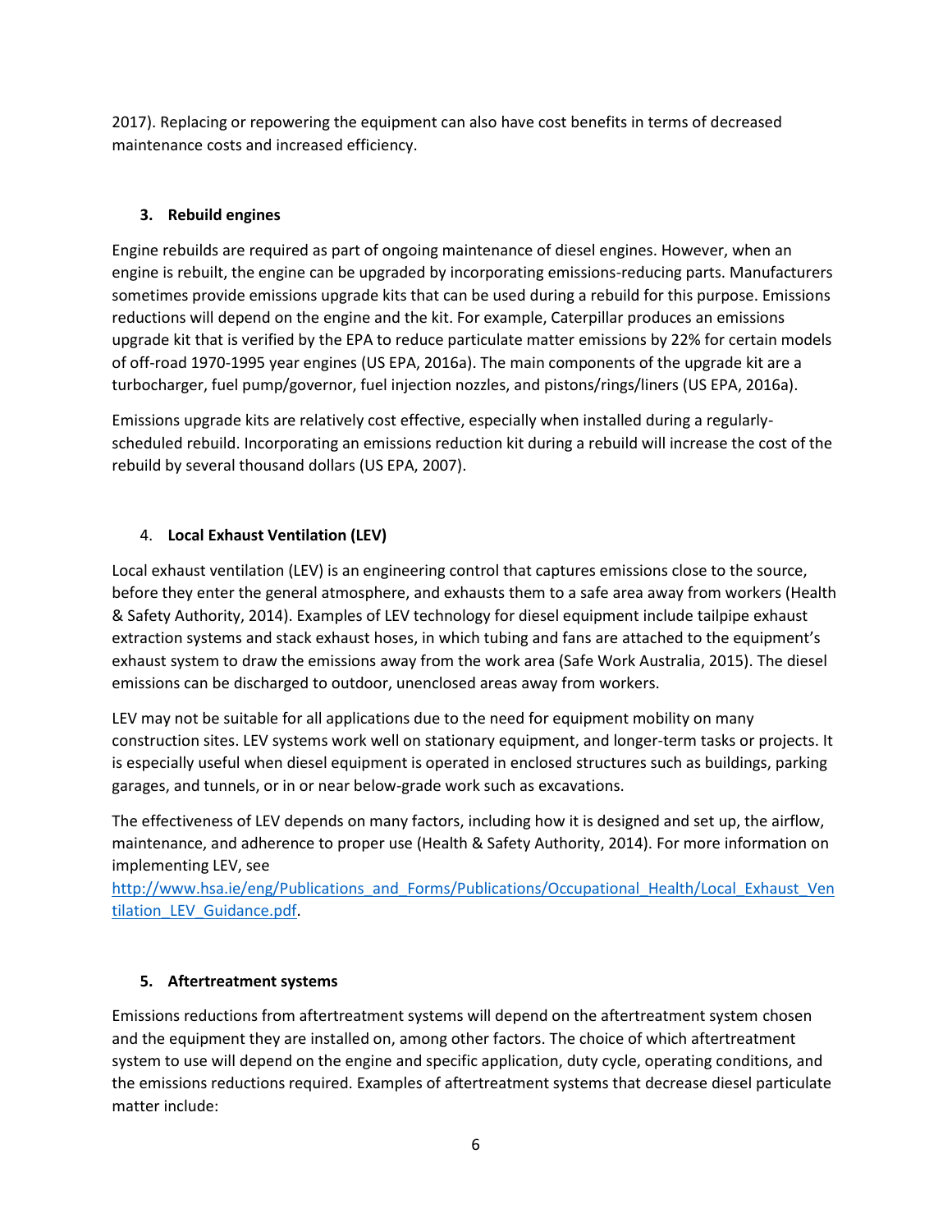2017). Replacing or repowering the equipment can also have cost benefits in terms of decreased maintenance costs and increased efficiency.

### 3. Rebuild engines

Engine rebuilds are required as part of ongoing maintenance of diesel engines. However, when an engine is rebuilt, the engine can be upgraded by incorporating emissions-reducing parts. Manufacturers sometimes provide emissions upgrade kits that can be used during a rebuild for this purpose. Emissions reductions will depend on the engine and the kit. For example, Caterpillar produces an emissions upgrade kit that is verified by the EPA to reduce particulate matter emissions by 22% for certain models of off-road 1970-1995 year engines (US EPA, 2016a). The main components of the upgrade kit are a turbocharger, fuel pump/governor, fuel injection nozzles, and pistons/rings/liners (US EPA, 2016a).

Emissions upgrade kits are relatively cost effective, especially when installed during a regularly-scheduled rebuild. Incorporating an emissions reduction kit during a rebuild will increase the cost of the rebuild by several thousand dollars (US EPA, 2007).

### 4. Local Exhaust Ventilation (LEV)

Local exhaust ventilation (LEV) is an engineering control that captures emissions close to the source, before they enter the general atmosphere, and exhausts them to a safe area away from workers (Health & Safety Authority, 2014). Examples of LEV technology for diesel equipment include tailpipe exhaust extraction systems and stack exhaust hoses, in which tubing and fans are attached to the equipment's exhaust system to draw the emissions away from the work area (Safe Work Australia, 2015). The diesel emissions can be discharged to outdoor, unenclosed areas away from workers.

LEV may not be suitable for all applications due to the need for equipment mobility on many construction sites. LEV systems work well on stationary equipment, and longer-term tasks or projects. It is especially useful when diesel equipment is operated in enclosed structures such as buildings, parking garages, and tunnels, or in or near below-grade work such as excavations.

The effectiveness of LEV depends on many factors, including how it is designed and set up, the airflow, maintenance, and adherence to proper use (Health & Safety Authority, 2014). For more information on implementing LEV, see http://www.hsa.ie/eng/Publications_and_Forms/Publications/Occupational_Health/Local_Exhaust_Ventilation_LEV_Guidance.pdf.

### 5. Aftertreatment systems

Emissions reductions from aftertreatment systems will depend on the aftertreatment system chosen and the equipment they are installed on, among other factors. The choice of which aftertreatment system to use will depend on the engine and specific application, duty cycle, operating conditions, and the emissions reductions required. Examples of aftertreatment systems that decrease diesel particulate matter include: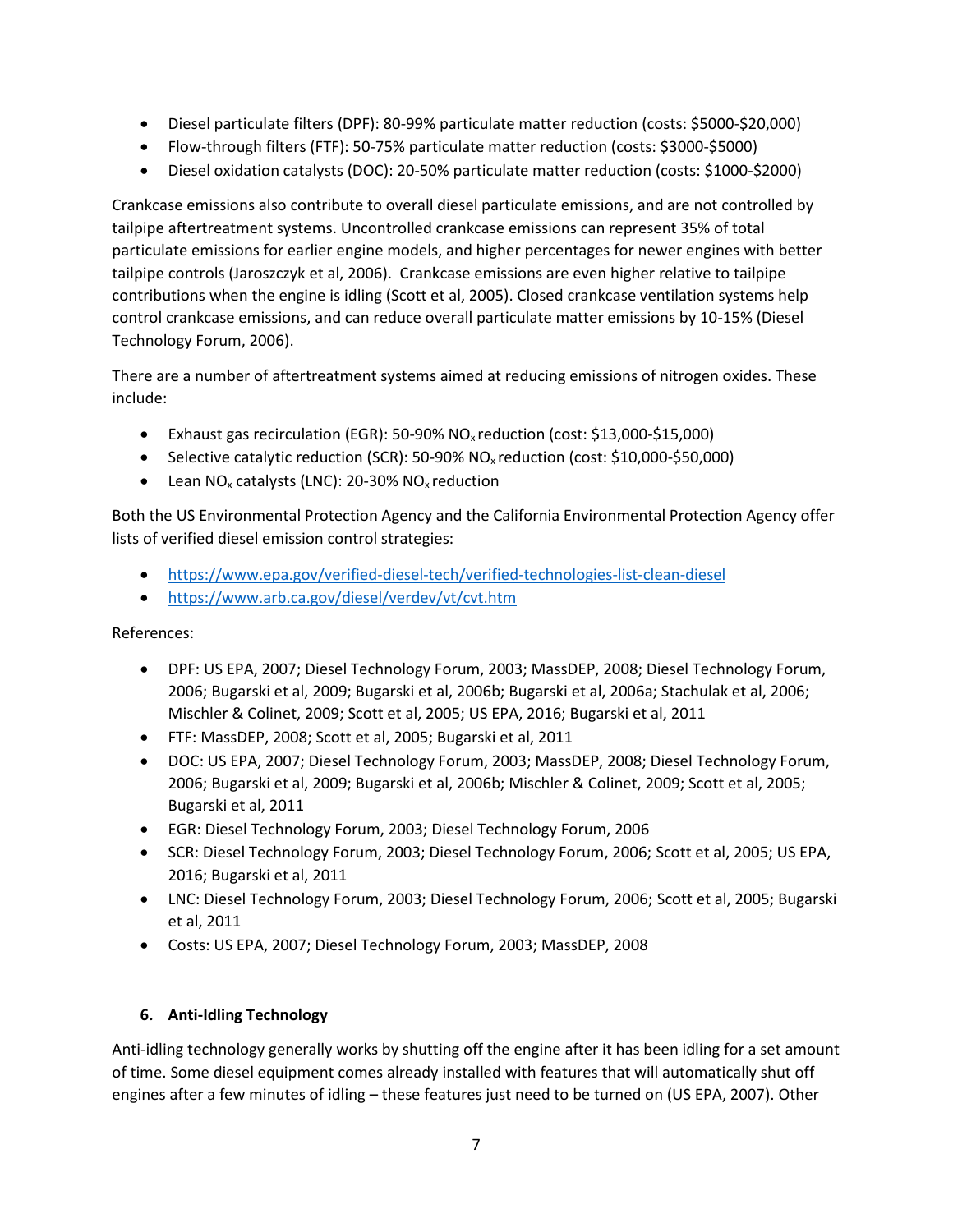- Diesel particulate filters (DPF): 80-99% particulate matter reduction (costs: $5000-$20,000)
- Flow-through filters (FTF): 50-75% particulate matter reduction (costs: $3000-$5000)
- Diesel oxidation catalysts (DOC): 20-50% particulate matter reduction (costs: $1000-$2000)

Crankcase emissions also contribute to overall diesel particulate emissions, and are not controlled by tailpipe aftertreatment systems. Uncontrolled crankcase emissions can represent 35% of total particulate emissions for earlier engine models, and higher percentages for newer engines with better tailpipe controls (Jaroszczyk et al, 2006). Crankcase emissions are even higher relative to tailpipe contributions when the engine is idling (Scott et al, 2005). Closed crankcase ventilation systems help control crankcase emissions, and can reduce overall particulate matter emissions by 10-15% (Diesel Technology Forum, 2006).

There are a number of aftertreatment systems aimed at reducing emissions of nitrogen oxides. These include:

- Exhaust gas recirculation (EGR): 50-90% $NO_x$ reduction (cost: $13,000-$15,000)
- Selective catalytic reduction (SCR): 50-90% $NO_x$ reduction (cost: $10,000-$50,000)
- Lean $NO_x$ catalysts (LNC): 20-30% $NO_x$ reduction

Both the US Environmental Protection Agency and the California Environmental Protection Agency offer lists of verified diesel emission control strategies:

- https://www.epa.gov/verified-diesel-tech/verified-technologies-list-clean-diesel
- https://www.arb.ca.gov/diesel/verdev/vt/cvt.htm

References:

- DPF: US EPA, 2007; Diesel Technology Forum, 2003; MassDEP, 2008; Diesel Technology Forum, 2006; Bugarski et al, 2009; Bugarski et al, 2006b; Bugarski et al, 2006a; Stachulak et al, 2006; Mischler & Colinet, 2009; Scott et al, 2005; US EPA, 2016; Bugarski et al, 2011
- FTF: MassDEP, 2008; Scott et al, 2005; Bugarski et al, 2011
- DOC: US EPA, 2007; Diesel Technology Forum, 2003; MassDEP, 2008; Diesel Technology Forum, 2006; Bugarski et al, 2009; Bugarski et al, 2006b; Mischler & Colinet, 2009; Scott et al, 2005; Bugarski et al, 2011
- EGR: Diesel Technology Forum, 2003; Diesel Technology Forum, 2006
- SCR: Diesel Technology Forum, 2003; Diesel Technology Forum, 2006; Scott et al, 2005; US EPA, 2016; Bugarski et al, 2011
- LNC: Diesel Technology Forum, 2003; Diesel Technology Forum, 2006; Scott et al, 2005; Bugarski et al, 2011
- Costs: US EPA, 2007; Diesel Technology Forum, 2003; MassDEP, 2008

## 6. Anti-Idling Technology

Anti-idling technology generally works by shutting off the engine after it has been idling for a set amount of time. Some diesel equipment comes already installed with features that will automatically shut off engines after a few minutes of idling – these features just need to be turned on (US EPA, 2007). Other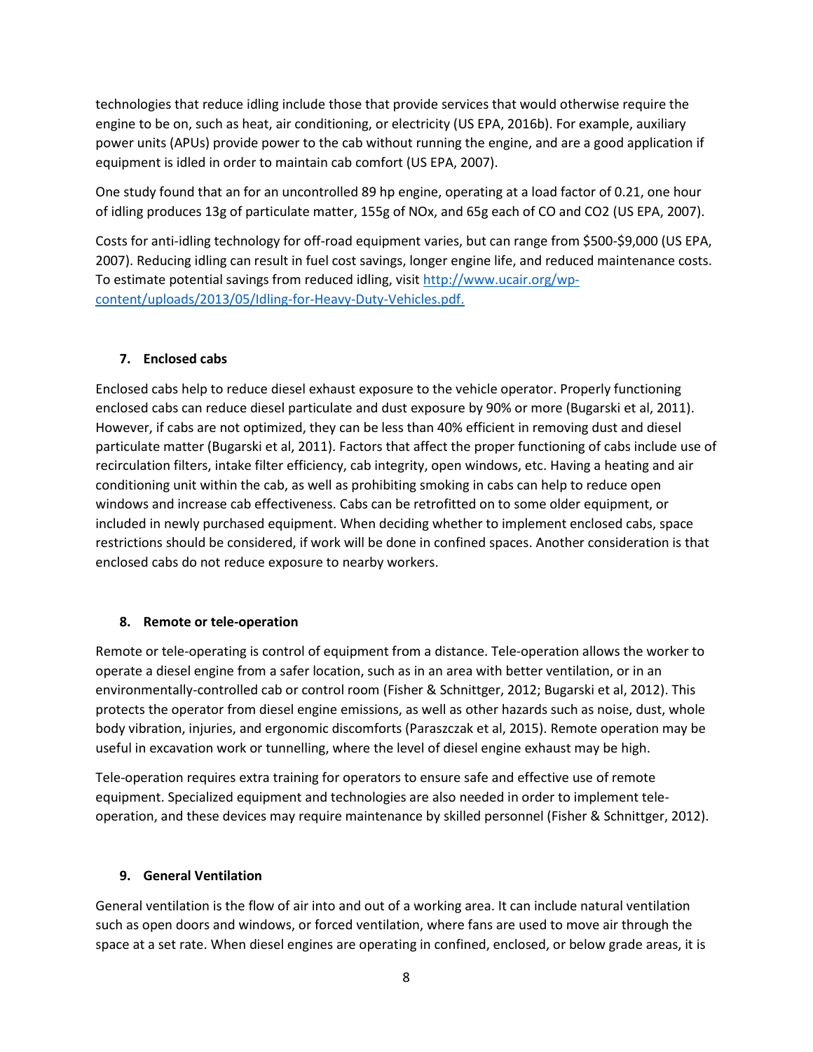technologies that reduce idling include those that provide services that would otherwise require the engine to be on, such as heat, air conditioning, or electricity (US EPA, 2016b). For example, auxiliary power units (APUs) provide power to the cab without running the engine, and are a good application if equipment is idled in order to maintain cab comfort (US EPA, 2007).

One study found that an for an uncontrolled 89 hp engine, operating at a load factor of 0.21, one hour of idling produces 13g of particulate matter, 155g of NOx, and 65g each of CO and CO2 (US EPA, 2007).

Costs for anti-idling technology for off-road equipment varies, but can range from $500-$9,000 (US EPA, 2007). Reducing idling can result in fuel cost savings, longer engine life, and reduced maintenance costs. To estimate potential savings from reduced idling, visit [http://www.ucair.org/wp-content/uploads/2013/05/Idling-for-Heavy-Duty-Vehicles.pdf.](http://www.ucair.org/wp-content/uploads/2013/05/Idling-for-Heavy-Duty-Vehicles.pdf)

## 7. Enclosed cabs

Enclosed cabs help to reduce diesel exhaust exposure to the vehicle operator. Properly functioning enclosed cabs can reduce diesel particulate and dust exposure by 90% or more (Bugarski et al, 2011). However, if cabs are not optimized, they can be less than 40% efficient in removing dust and diesel particulate matter (Bugarski et al, 2011). Factors that affect the proper functioning of cabs include use of recirculation filters, intake filter efficiency, cab integrity, open windows, etc. Having a heating and air conditioning unit within the cab, as well as prohibiting smoking in cabs can help to reduce open windows and increase cab effectiveness. Cabs can be retrofitted on to some older equipment, or included in newly purchased equipment. When deciding whether to implement enclosed cabs, space restrictions should be considered, if work will be done in confined spaces. Another consideration is that enclosed cabs do not reduce exposure to nearby workers.

## 8. Remote or tele-operation

Remote or tele-operating is control of equipment from a distance. Tele-operation allows the worker to operate a diesel engine from a safer location, such as in an area with better ventilation, or in an environmentally-controlled cab or control room (Fisher & Schnittger, 2012; Bugarski et al, 2012). This protects the operator from diesel engine emissions, as well as other hazards such as noise, dust, whole body vibration, injuries, and ergonomic discomforts (Paraszczak et al, 2015). Remote operation may be useful in excavation work or tunnelling, where the level of diesel engine exhaust may be high.

Tele-operation requires extra training for operators to ensure safe and effective use of remote equipment. Specialized equipment and technologies are also needed in order to implement tele-operation, and these devices may require maintenance by skilled personnel (Fisher & Schnittger, 2012).

## 9. General Ventilation

General ventilation is the flow of air into and out of a working area. It can include natural ventilation such as open doors and windows, or forced ventilation, where fans are used to move air through the space at a set rate. When diesel engines are operating in confined, enclosed, or below grade areas, it is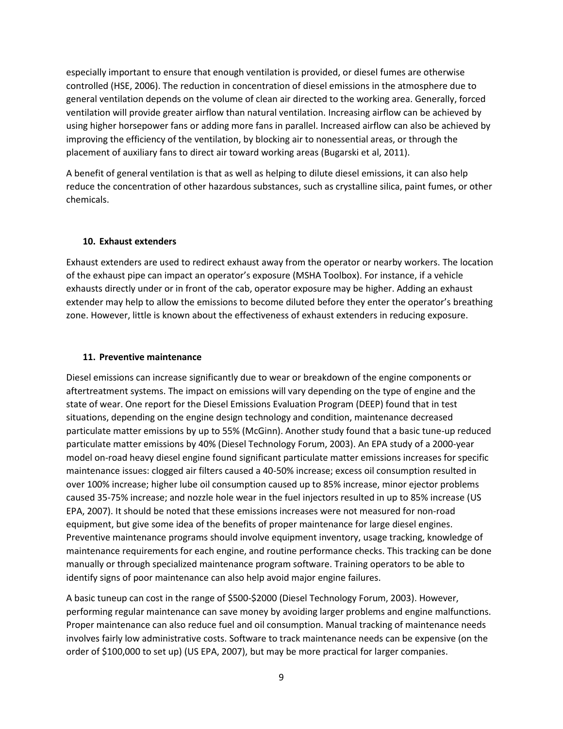especially important to ensure that enough ventilation is provided, or diesel fumes are otherwise controlled (HSE, 2006). The reduction in concentration of diesel emissions in the atmosphere due to general ventilation depends on the volume of clean air directed to the working area. Generally, forced ventilation will provide greater airflow than natural ventilation. Increasing airflow can be achieved by using higher horsepower fans or adding more fans in parallel. Increased airflow can also be achieved by improving the efficiency of the ventilation, by blocking air to nonessential areas, or through the placement of auxiliary fans to direct air toward working areas (Bugarski et al, 2011).

A benefit of general ventilation is that as well as helping to dilute diesel emissions, it can also help reduce the concentration of other hazardous substances, such as crystalline silica, paint fumes, or other chemicals.

### 10. Exhaust extenders

Exhaust extenders are used to redirect exhaust away from the operator or nearby workers. The location of the exhaust pipe can impact an operator's exposure (MSHA Toolbox). For instance, if a vehicle exhausts directly under or in front of the cab, operator exposure may be higher. Adding an exhaust extender may help to allow the emissions to become diluted before they enter the operator's breathing zone. However, little is known about the effectiveness of exhaust extenders in reducing exposure.

### 11. Preventive maintenance

Diesel emissions can increase significantly due to wear or breakdown of the engine components or aftertreatment systems. The impact on emissions will vary depending on the type of engine and the state of wear. One report for the Diesel Emissions Evaluation Program (DEEP) found that in test situations, depending on the engine design technology and condition, maintenance decreased particulate matter emissions by up to 55% (McGinn). Another study found that a basic tune-up reduced particulate matter emissions by 40% (Diesel Technology Forum, 2003). An EPA study of a 2000-year model on-road heavy diesel engine found significant particulate matter emissions increases for specific maintenance issues: clogged air filters caused a 40-50% increase; excess oil consumption resulted in over 100% increase; higher lube oil consumption caused up to 85% increase, minor ejector problems caused 35-75% increase; and nozzle hole wear in the fuel injectors resulted in up to 85% increase (US EPA, 2007). It should be noted that these emissions increases were not measured for non-road equipment, but give some idea of the benefits of proper maintenance for large diesel engines. Preventive maintenance programs should involve equipment inventory, usage tracking, knowledge of maintenance requirements for each engine, and routine performance checks. This tracking can be done manually or through specialized maintenance program software. Training operators to be able to identify signs of poor maintenance can also help avoid major engine failures.

A basic tuneup can cost in the range of $500-$2000 (Diesel Technology Forum, 2003). However, performing regular maintenance can save money by avoiding larger problems and engine malfunctions. Proper maintenance can also reduce fuel and oil consumption. Manual tracking of maintenance needs involves fairly low administrative costs. Software to track maintenance needs can be expensive (on the order of $100,000 to set up) (US EPA, 2007), but may be more practical for larger companies.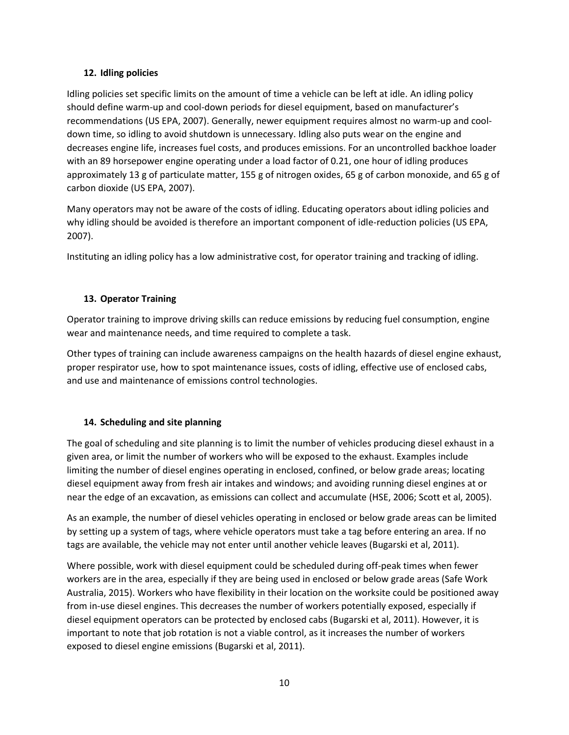### 12. Idling policies

Idling policies set specific limits on the amount of time a vehicle can be left at idle. An idling policy should define warm-up and cool-down periods for diesel equipment, based on manufacturer's recommendations (US EPA, 2007). Generally, newer equipment requires almost no warm-up and cool-down time, so idling to avoid shutdown is unnecessary. Idling also puts wear on the engine and decreases engine life, increases fuel costs, and produces emissions. For an uncontrolled backhoe loader with an 89 horsepower engine operating under a load factor of 0.21, one hour of idling produces approximately 13 g of particulate matter, 155 g of nitrogen oxides, 65 g of carbon monoxide, and 65 g of carbon dioxide (US EPA, 2007).

Many operators may not be aware of the costs of idling. Educating operators about idling policies and why idling should be avoided is therefore an important component of idle-reduction policies (US EPA, 2007).

Instituting an idling policy has a low administrative cost, for operator training and tracking of idling.

### 13. Operator Training

Operator training to improve driving skills can reduce emissions by reducing fuel consumption, engine wear and maintenance needs, and time required to complete a task.

Other types of training can include awareness campaigns on the health hazards of diesel engine exhaust, proper respirator use, how to spot maintenance issues, costs of idling, effective use of enclosed cabs, and use and maintenance of emissions control technologies.

### 14. Scheduling and site planning

The goal of scheduling and site planning is to limit the number of vehicles producing diesel exhaust in a given area, or limit the number of workers who will be exposed to the exhaust. Examples include limiting the number of diesel engines operating in enclosed, confined, or below grade areas; locating diesel equipment away from fresh air intakes and windows; and avoiding running diesel engines at or near the edge of an excavation, as emissions can collect and accumulate (HSE, 2006; Scott et al, 2005).

As an example, the number of diesel vehicles operating in enclosed or below grade areas can be limited by setting up a system of tags, where vehicle operators must take a tag before entering an area. If no tags are available, the vehicle may not enter until another vehicle leaves (Bugarski et al, 2011).

Where possible, work with diesel equipment could be scheduled during off-peak times when fewer workers are in the area, especially if they are being used in enclosed or below grade areas (Safe Work Australia, 2015). Workers who have flexibility in their location on the worksite could be positioned away from in-use diesel engines. This decreases the number of workers potentially exposed, especially if diesel equipment operators can be protected by enclosed cabs (Bugarski et al, 2011). However, it is important to note that job rotation is not a viable control, as it increases the number of workers exposed to diesel engine emissions (Bugarski et al, 2011).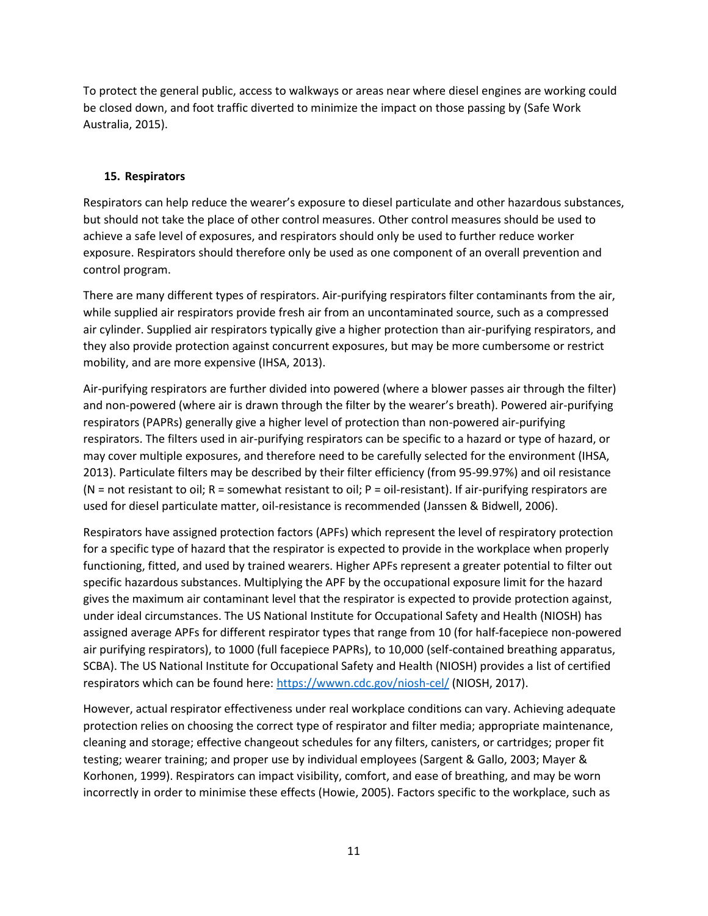To protect the general public, access to walkways or areas near where diesel engines are working could be closed down, and foot traffic diverted to minimize the impact on those passing by (Safe Work Australia, 2015).

## 15. Respirators

Respirators can help reduce the wearer's exposure to diesel particulate and other hazardous substances, but should not take the place of other control measures. Other control measures should be used to achieve a safe level of exposures, and respirators should only be used to further reduce worker exposure. Respirators should therefore only be used as one component of an overall prevention and control program.

There are many different types of respirators. Air-purifying respirators filter contaminants from the air, while supplied air respirators provide fresh air from an uncontaminated source, such as a compressed air cylinder. Supplied air respirators typically give a higher protection than air-purifying respirators, and they also provide protection against concurrent exposures, but may be more cumbersome or restrict mobility, and are more expensive (IHSA, 2013).

Air-purifying respirators are further divided into powered (where a blower passes air through the filter) and non-powered (where air is drawn through the filter by the wearer's breath). Powered air-purifying respirators (PAPRs) generally give a higher level of protection than non-powered air-purifying respirators. The filters used in air-purifying respirators can be specific to a hazard or type of hazard, or may cover multiple exposures, and therefore need to be carefully selected for the environment (IHSA, 2013). Particulate filters may be described by their filter efficiency (from 95-99.97%) and oil resistance (N = not resistant to oil; R = somewhat resistant to oil; P = oil-resistant). If air-purifying respirators are used for diesel particulate matter, oil-resistance is recommended (Janssen & Bidwell, 2006).

Respirators have assigned protection factors (APFs) which represent the level of respiratory protection for a specific type of hazard that the respirator is expected to provide in the workplace when properly functioning, fitted, and used by trained wearers. Higher APFs represent a greater potential to filter out specific hazardous substances. Multiplying the APF by the occupational exposure limit for the hazard gives the maximum air contaminant level that the respirator is expected to provide protection against, under ideal circumstances. The US National Institute for Occupational Safety and Health (NIOSH) has assigned average APFs for different respirator types that range from 10 (for half-facepiece non-powered air purifying respirators), to 1000 (full facepiece PAPRs), to 10,000 (self-contained breathing apparatus, SCBA). The US National Institute for Occupational Safety and Health (NIOSH) provides a list of certified respirators which can be found here: https://wwwn.cdc.gov/niosh-cel/ (NIOSH, 2017).

However, actual respirator effectiveness under real workplace conditions can vary. Achieving adequate protection relies on choosing the correct type of respirator and filter media; appropriate maintenance, cleaning and storage; effective changeout schedules for any filters, canisters, or cartridges; proper fit testing; wearer training; and proper use by individual employees (Sargent & Gallo, 2003; Mayer & Korhonen, 1999). Respirators can impact visibility, comfort, and ease of breathing, and may be worn incorrectly in order to minimise these effects (Howie, 2005). Factors specific to the workplace, such as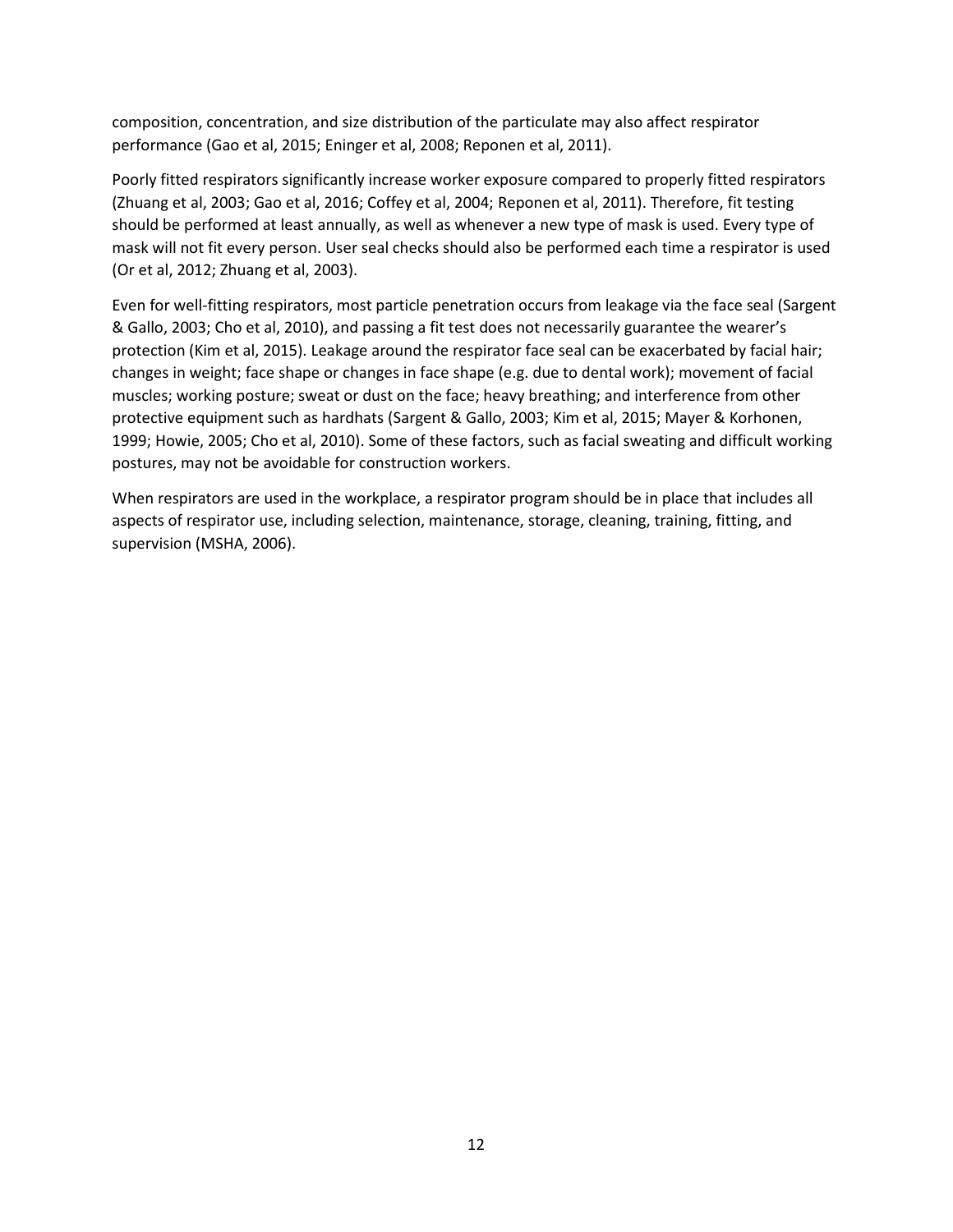composition, concentration, and size distribution of the particulate may also affect respirator performance (Gao et al, 2015; Eninger et al, 2008; Reponen et al, 2011).

Poorly fitted respirators significantly increase worker exposure compared to properly fitted respirators (Zhuang et al, 2003; Gao et al, 2016; Coffey et al, 2004; Reponen et al, 2011). Therefore, fit testing should be performed at least annually, as well as whenever a new type of mask is used. Every type of mask will not fit every person. User seal checks should also be performed each time a respirator is used (Or et al, 2012; Zhuang et al, 2003).

Even for well-fitting respirators, most particle penetration occurs from leakage via the face seal (Sargent & Gallo, 2003; Cho et al, 2010), and passing a fit test does not necessarily guarantee the wearer's protection (Kim et al, 2015). Leakage around the respirator face seal can be exacerbated by facial hair; changes in weight; face shape or changes in face shape (e.g. due to dental work); movement of facial muscles; working posture; sweat or dust on the face; heavy breathing; and interference from other protective equipment such as hardhats (Sargent & Gallo, 2003; Kim et al, 2015; Mayer & Korhonen, 1999; Howie, 2005; Cho et al, 2010). Some of these factors, such as facial sweating and difficult working postures, may not be avoidable for construction workers.

When respirators are used in the workplace, a respirator program should be in place that includes all aspects of respirator use, including selection, maintenance, storage, cleaning, training, fitting, and supervision (MSHA, 2006).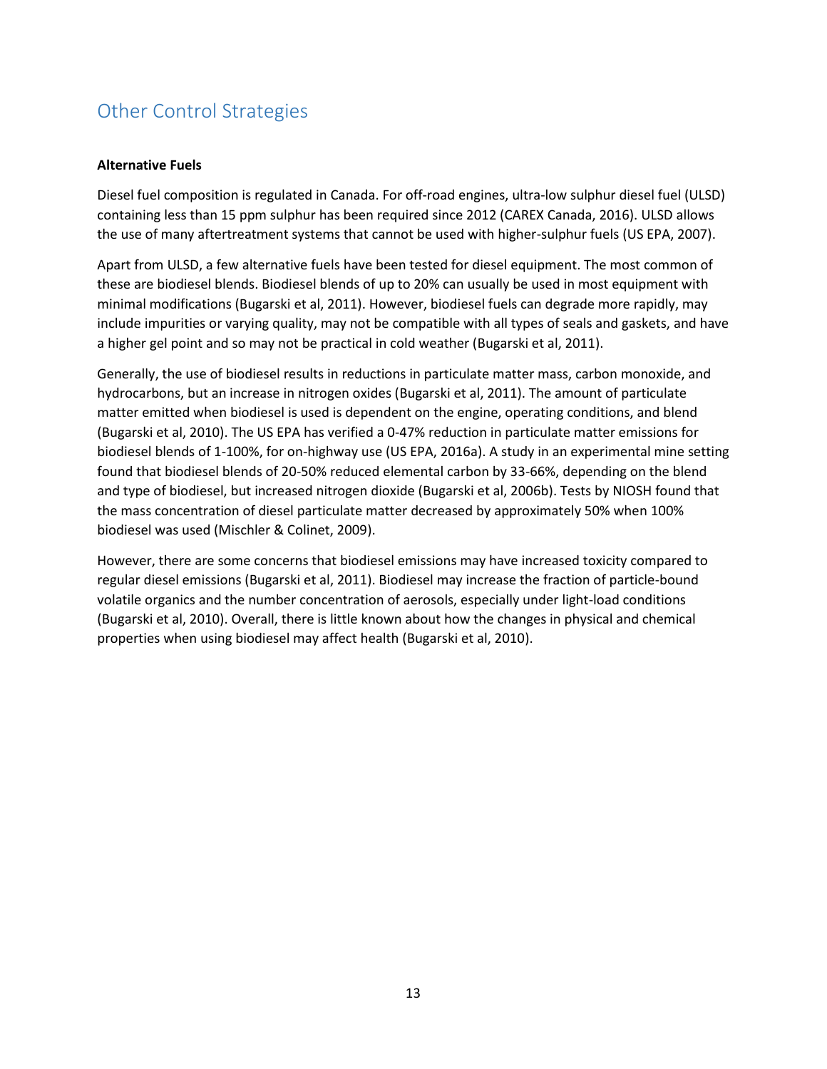## Other Control Strategies

**Alternative Fuels**

Diesel fuel composition is regulated in Canada. For off-road engines, ultra-low sulphur diesel fuel (ULSD) containing less than 15 ppm sulphur has been required since 2012 (CAREX Canada, 2016). ULSD allows the use of many aftertreatment systems that cannot be used with higher-sulphur fuels (US EPA, 2007).

Apart from ULSD, a few alternative fuels have been tested for diesel equipment. The most common of these are biodiesel blends. Biodiesel blends of up to 20% can usually be used in most equipment with minimal modifications (Bugarski et al, 2011). However, biodiesel fuels can degrade more rapidly, may include impurities or varying quality, may not be compatible with all types of seals and gaskets, and have a higher gel point and so may not be practical in cold weather (Bugarski et al, 2011).

Generally, the use of biodiesel results in reductions in particulate matter mass, carbon monoxide, and hydrocarbons, but an increase in nitrogen oxides (Bugarski et al, 2011). The amount of particulate matter emitted when biodiesel is used is dependent on the engine, operating conditions, and blend (Bugarski et al, 2010). The US EPA has verified a 0-47% reduction in particulate matter emissions for biodiesel blends of 1-100%, for on-highway use (US EPA, 2016a). A study in an experimental mine setting found that biodiesel blends of 20-50% reduced elemental carbon by 33-66%, depending on the blend and type of biodiesel, but increased nitrogen dioxide (Bugarski et al, 2006b). Tests by NIOSH found that the mass concentration of diesel particulate matter decreased by approximately 50% when 100% biodiesel was used (Mischler & Colinet, 2009).

However, there are some concerns that biodiesel emissions may have increased toxicity compared to regular diesel emissions (Bugarski et al, 2011). Biodiesel may increase the fraction of particle-bound volatile organics and the number concentration of aerosols, especially under light-load conditions (Bugarski et al, 2010). Overall, there is little known about how the changes in physical and chemical properties when using biodiesel may affect health (Bugarski et al, 2010).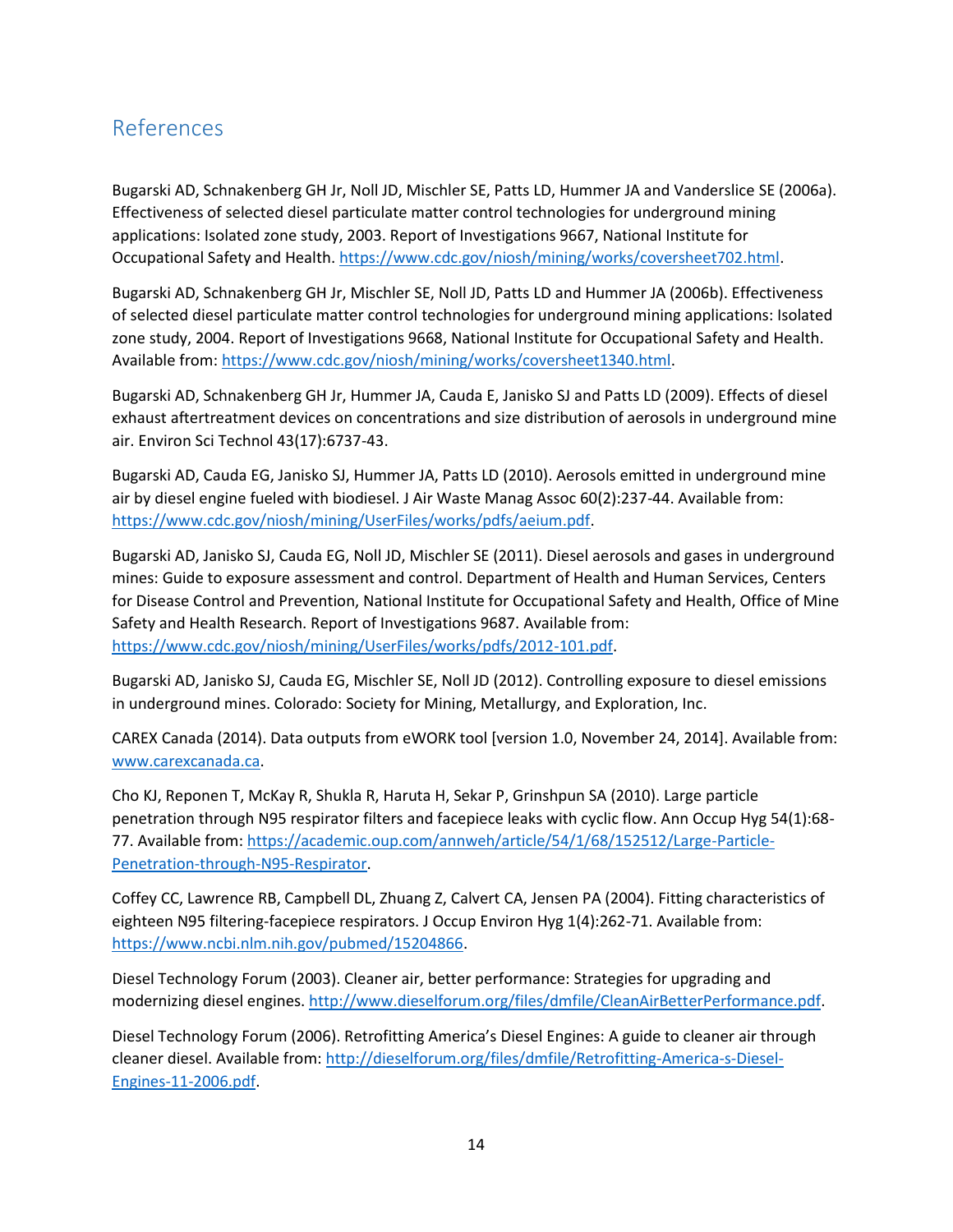## References

Bugarski AD, Schnakenberg GH Jr, Noll JD, Mischler SE, Patts LD, Hummer JA and Vanderslice SE (2006a). Effectiveness of selected diesel particulate matter control technologies for underground mining applications: Isolated zone study, 2003. Report of Investigations 9667, National Institute for Occupational Safety and Health. https://www.cdc.gov/niosh/mining/works/coversheet702.html.

Bugarski AD, Schnakenberg GH Jr, Mischler SE, Noll JD, Patts LD and Hummer JA (2006b). Effectiveness of selected diesel particulate matter control technologies for underground mining applications: Isolated zone study, 2004. Report of Investigations 9668, National Institute for Occupational Safety and Health. Available from: https://www.cdc.gov/niosh/mining/works/coversheet1340.html.

Bugarski AD, Schnakenberg GH Jr, Hummer JA, Cauda E, Janisko SJ and Patts LD (2009). Effects of diesel exhaust aftertreatment devices on concentrations and size distribution of aerosols in underground mine air. Environ Sci Technol 43(17):6737-43.

Bugarski AD, Cauda EG, Janisko SJ, Hummer JA, Patts LD (2010). Aerosols emitted in underground mine air by diesel engine fueled with biodiesel. J Air Waste Manag Assoc 60(2):237-44. Available from: https://www.cdc.gov/niosh/mining/UserFiles/works/pdfs/aeium.pdf.

Bugarski AD, Janisko SJ, Cauda EG, Noll JD, Mischler SE (2011). Diesel aerosols and gases in underground mines: Guide to exposure assessment and control. Department of Health and Human Services, Centers for Disease Control and Prevention, National Institute for Occupational Safety and Health, Office of Mine Safety and Health Research. Report of Investigations 9687. Available from: https://www.cdc.gov/niosh/mining/UserFiles/works/pdfs/2012-101.pdf.

Bugarski AD, Janisko SJ, Cauda EG, Mischler SE, Noll JD (2012). Controlling exposure to diesel emissions in underground mines. Colorado: Society for Mining, Metallurgy, and Exploration, Inc.

CAREX Canada (2014). Data outputs from eWORK tool [version 1.0, November 24, 2014]. Available from: www.carexcanada.ca.

Cho KJ, Reponen T, McKay R, Shukla R, Haruta H, Sekar P, Grinshpun SA (2010). Large particle penetration through N95 respirator filters and facepiece leaks with cyclic flow. Ann Occup Hyg 54(1):68-77. Available from: https://academic.oup.com/annweh/article/54/1/68/152512/Large-Particle-Penetration-through-N95-Respirator.

Coffey CC, Lawrence RB, Campbell DL, Zhuang Z, Calvert CA, Jensen PA (2004). Fitting characteristics of eighteen N95 filtering-facepiece respirators. J Occup Environ Hyg 1(4):262-71. Available from: https://www.ncbi.nlm.nih.gov/pubmed/15204866.

Diesel Technology Forum (2003). Cleaner air, better performance: Strategies for upgrading and modernizing diesel engines. http://www.dieselforum.org/files/dmfile/CleanAirBetterPerformance.pdf.

Diesel Technology Forum (2006). Retrofitting America's Diesel Engines: A guide to cleaner air through cleaner diesel. Available from: http://dieselforum.org/files/dmfile/Retrofitting-America-s-Diesel-Engines-11-2006.pdf.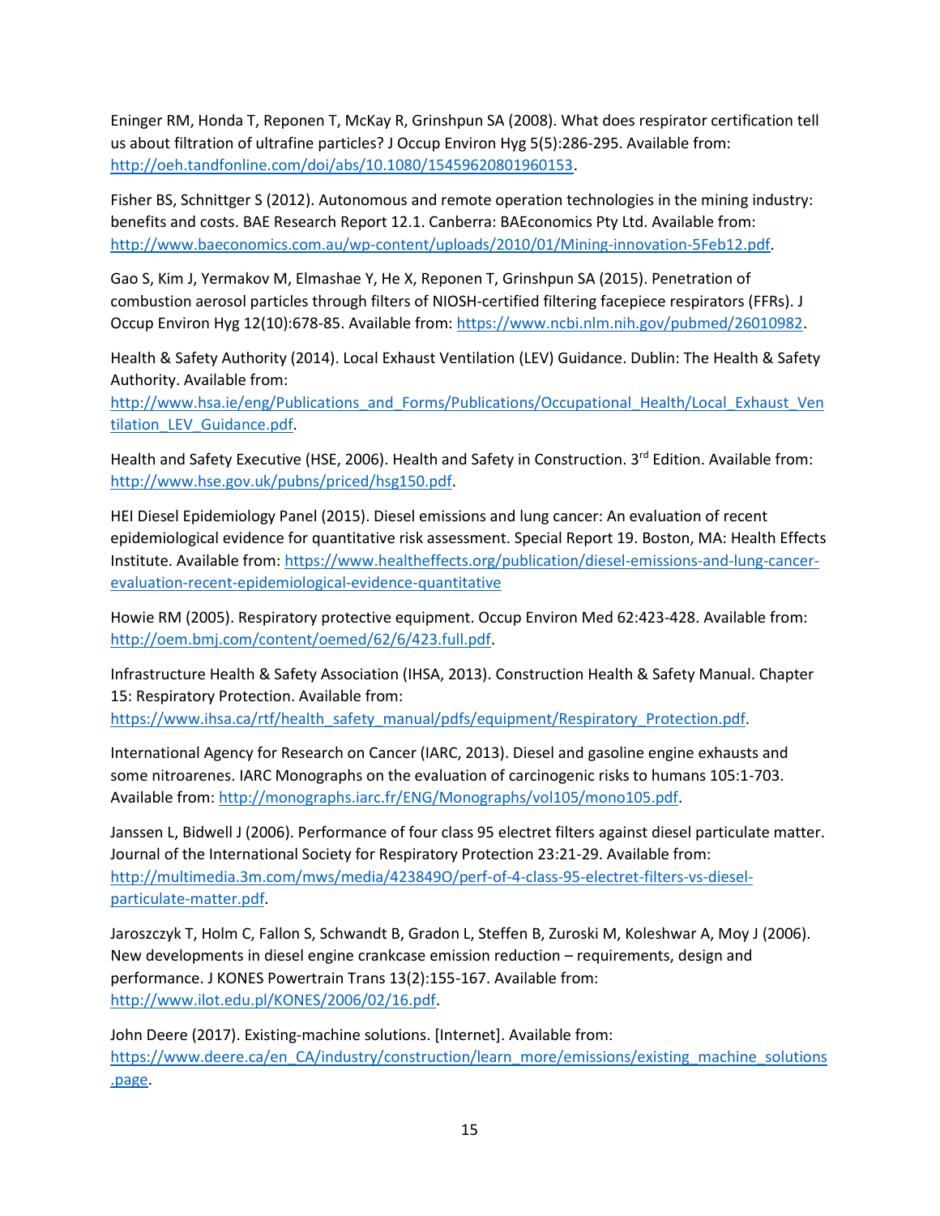Eninger RM, Honda T, Reponen T, McKay R, Grinshpun SA (2008). What does respirator certification tell us about filtration of ultrafine particles? J Occup Environ Hyg 5(5):286-295. Available from: http://oeh.tandfonline.com/doi/abs/10.1080/15459620801960153.

Fisher BS, Schnittger S (2012). Autonomous and remote operation technologies in the mining industry: benefits and costs. BAE Research Report 12.1. Canberra: BAEconomics Pty Ltd. Available from: http://www.baeconomics.com.au/wp-content/uploads/2010/01/Mining-innovation-5Feb12.pdf.

Gao S, Kim J, Yermakov M, Elmashae Y, He X, Reponen T, Grinshpun SA (2015). Penetration of combustion aerosol particles through filters of NIOSH-certified filtering facepiece respirators (FFRs). J Occup Environ Hyg 12(10):678-85. Available from: https://www.ncbi.nlm.nih.gov/pubmed/26010982.

Health & Safety Authority (2014). Local Exhaust Ventilation (LEV) Guidance. Dublin: The Health & Safety Authority. Available from: http://www.hsa.ie/eng/Publications_and_Forms/Publications/Occupational_Health/Local_Exhaust_Ventilation_LEV_Guidance.pdf.

Health and Safety Executive (HSE, 2006). Health and Safety in Construction. 3rd Edition. Available from: http://www.hse.gov.uk/pubns/priced/hsg150.pdf.

HEI Diesel Epidemiology Panel (2015). Diesel emissions and lung cancer: An evaluation of recent epidemiological evidence for quantitative risk assessment. Special Report 19. Boston, MA: Health Effects Institute. Available from: https://www.healtheffects.org/publication/diesel-emissions-and-lung-cancer-evaluation-recent-epidemiological-evidence-quantitative

Howie RM (2005). Respiratory protective equipment. Occup Environ Med 62:423-428. Available from: http://oem.bmj.com/content/oemed/62/6/423.full.pdf.

Infrastructure Health & Safety Association (IHSA, 2013). Construction Health & Safety Manual. Chapter 15: Respiratory Protection. Available from: https://www.ihsa.ca/rtf/health_safety_manual/pdfs/equipment/Respiratory_Protection.pdf.

International Agency for Research on Cancer (IARC, 2013). Diesel and gasoline engine exhausts and some nitroarenes. IARC Monographs on the evaluation of carcinogenic risks to humans 105:1-703. Available from: http://monographs.iarc.fr/ENG/Monographs/vol105/mono105.pdf.

Janssen L, Bidwell J (2006). Performance of four class 95 electret filters against diesel particulate matter. Journal of the International Society for Respiratory Protection 23:21-29. Available from: http://multimedia.3m.com/mws/media/423849O/perf-of-4-class-95-electret-filters-vs-diesel-particulate-matter.pdf.

Jaroszczyk T, Holm C, Fallon S, Schwandt B, Gradon L, Steffen B, Zuroski M, Koleshwar A, Moy J (2006). New developments in diesel engine crankcase emission reduction – requirements, design and performance. J KONES Powertrain Trans 13(2):155-167. Available from: http://www.ilot.edu.pl/KONES/2006/02/16.pdf.

John Deere (2017). Existing-machine solutions. [Internet]. Available from: https://www.deere.ca/en_CA/industry/construction/learn_more/emissions/existing_machine_solutions.page.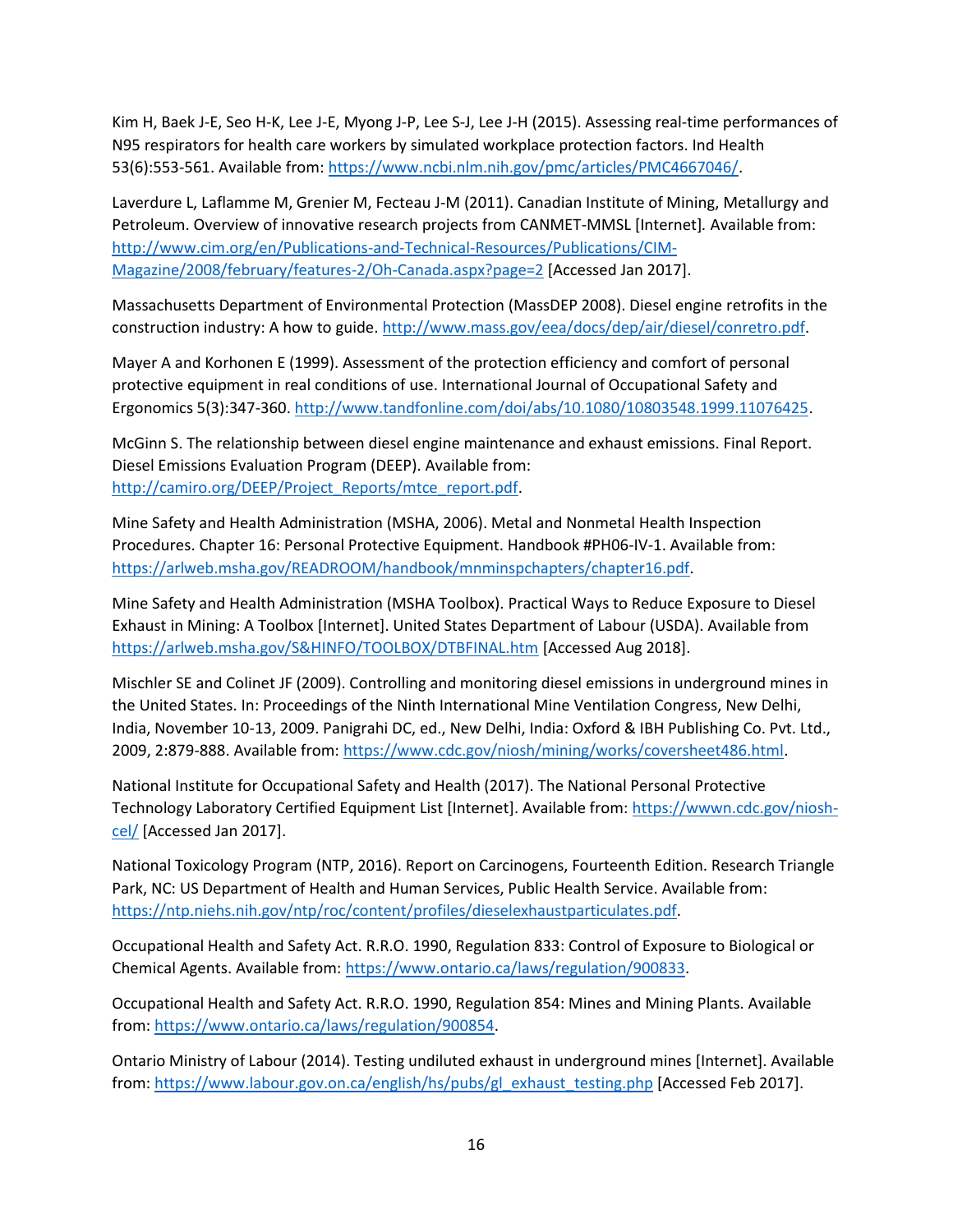Kim H, Baek J-E, Seo H-K, Lee J-E, Myong J-P, Lee S-J, Lee J-H (2015). Assessing real-time performances of N95 respirators for health care workers by simulated workplace protection factors. Ind Health 53(6):553-561. Available from: https://www.ncbi.nlm.nih.gov/pmc/articles/PMC4667046/.

Laverdure L, Laflamme M, Grenier M, Fecteau J-M (2011). Canadian Institute of Mining, Metallurgy and Petroleum. Overview of innovative research projects from CANMET-MMSL [Internet]. Available from: http://www.cim.org/en/Publications-and-Technical-Resources/Publications/CIM-Magazine/2008/february/features-2/Oh-Canada.aspx?page=2 [Accessed Jan 2017].

Massachusetts Department of Environmental Protection (MassDEP 2008). Diesel engine retrofits in the construction industry: A how to guide. http://www.mass.gov/eea/docs/dep/air/diesel/conretro.pdf.

Mayer A and Korhonen E (1999). Assessment of the protection efficiency and comfort of personal protective equipment in real conditions of use. International Journal of Occupational Safety and Ergonomics 5(3):347-360. http://www.tandfonline.com/doi/abs/10.1080/10803548.1999.11076425.

McGinn S. The relationship between diesel engine maintenance and exhaust emissions. Final Report. Diesel Emissions Evaluation Program (DEEP). Available from: http://camiro.org/DEEP/Project_Reports/mtce_report.pdf.

Mine Safety and Health Administration (MSHA, 2006). Metal and Nonmetal Health Inspection Procedures. Chapter 16: Personal Protective Equipment. Handbook #PH06-IV-1. Available from: https://arlweb.msha.gov/READROOM/handbook/mnminspchapters/chapter16.pdf.

Mine Safety and Health Administration (MSHA Toolbox). Practical Ways to Reduce Exposure to Diesel Exhaust in Mining: A Toolbox [Internet]. United States Department of Labour (USDA). Available from https://arlweb.msha.gov/S&HINFO/TOOLBOX/DTBFINAL.htm [Accessed Aug 2018].

Mischler SE and Colinet JF (2009). Controlling and monitoring diesel emissions in underground mines in the United States. In: Proceedings of the Ninth International Mine Ventilation Congress, New Delhi, India, November 10-13, 2009. Panigrahi DC, ed., New Delhi, India: Oxford & IBH Publishing Co. Pvt. Ltd., 2009, 2:879-888. Available from: https://www.cdc.gov/niosh/mining/works/coversheet486.html.

National Institute for Occupational Safety and Health (2017). The National Personal Protective Technology Laboratory Certified Equipment List [Internet]. Available from: https://wwwn.cdc.gov/niosh-cel/ [Accessed Jan 2017].

National Toxicology Program (NTP, 2016). Report on Carcinogens, Fourteenth Edition. Research Triangle Park, NC: US Department of Health and Human Services, Public Health Service. Available from: https://ntp.niehs.nih.gov/ntp/roc/content/profiles/dieselexhaustparticulates.pdf.

Occupational Health and Safety Act. R.R.O. 1990, Regulation 833: Control of Exposure to Biological or Chemical Agents. Available from: https://www.ontario.ca/laws/regulation/900833.

Occupational Health and Safety Act. R.R.O. 1990, Regulation 854: Mines and Mining Plants. Available from: https://www.ontario.ca/laws/regulation/900854.

Ontario Ministry of Labour (2014). Testing undiluted exhaust in underground mines [Internet]. Available from: https://www.labour.gov.on.ca/english/hs/pubs/gl_exhaust_testing.php [Accessed Feb 2017].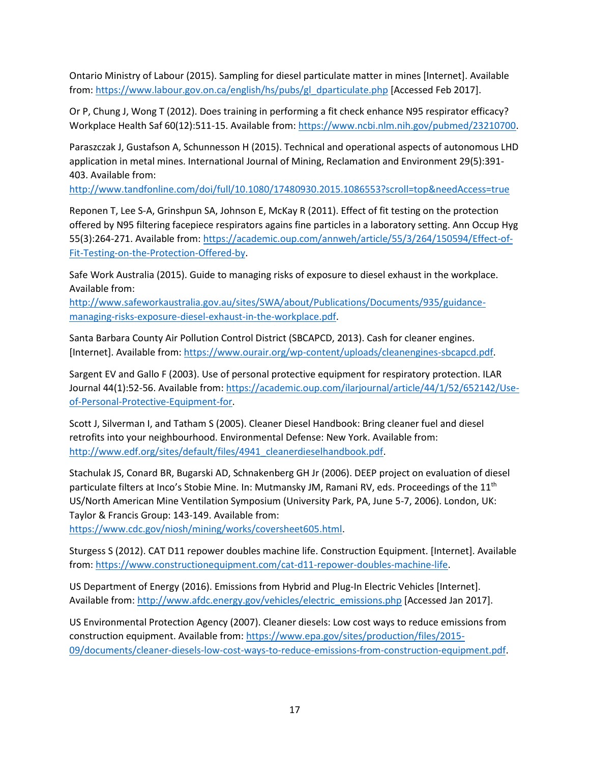Ontario Ministry of Labour (2015). Sampling for diesel particulate matter in mines [Internet]. Available from: https://www.labour.gov.on.ca/english/hs/pubs/gl_dparticulate.php [Accessed Feb 2017].

Or P, Chung J, Wong T (2012). Does training in performing a fit check enhance N95 respirator efficacy? Workplace Health Saf 60(12):511-15. Available from: https://www.ncbi.nlm.nih.gov/pubmed/23210700.

Paraszczak J, Gustafson A, Schunnesson H (2015). Technical and operational aspects of autonomous LHD application in metal mines. International Journal of Mining, Reclamation and Environment 29(5):391-403. Available from: http://www.tandfonline.com/doi/full/10.1080/17480930.2015.1086553?scroll=top&needAccess=true

Reponen T, Lee S-A, Grinshpun SA, Johnson E, McKay R (2011). Effect of fit testing on the protection offered by N95 filtering facepiece respirators agains fine particles in a laboratory setting. Ann Occup Hyg 55(3):264-271. Available from: https://academic.oup.com/annweh/article/55/3/264/150594/Effect-of-Fit-Testing-on-the-Protection-Offered-by.

Safe Work Australia (2015). Guide to managing risks of exposure to diesel exhaust in the workplace. Available from: http://www.safeworkaustralia.gov.au/sites/SWA/about/Publications/Documents/935/guidance-managing-risks-exposure-diesel-exhaust-in-the-workplace.pdf.

Santa Barbara County Air Pollution Control District (SBCAPCD, 2013). Cash for cleaner engines. [Internet]. Available from: https://www.ourair.org/wp-content/uploads/cleanengines-sbcapcd.pdf.

Sargent EV and Gallo F (2003). Use of personal protective equipment for respiratory protection. ILAR Journal 44(1):52-56. Available from: https://academic.oup.com/ilarjournal/article/44/1/52/652142/Use-of-Personal-Protective-Equipment-for.

Scott J, Silverman I, and Tatham S (2005). Cleaner Diesel Handbook: Bring cleaner fuel and diesel retrofits into your neighbourhood. Environmental Defense: New York. Available from: http://www.edf.org/sites/default/files/4941_cleanerdieselhandbook.pdf.

Stachulak JS, Conard BR, Bugarski AD, Schnakenberg GH Jr (2006). DEEP project on evaluation of diesel particulate filters at Inco's Stobie Mine. In: Mutmansky JM, Ramani RV, eds. Proceedings of the 11th US/North American Mine Ventilation Symposium (University Park, PA, June 5-7, 2006). London, UK: Taylor & Francis Group: 143-149. Available from: https://www.cdc.gov/niosh/mining/works/coversheet605.html.

Sturgess S (2012). CAT D11 repower doubles machine life. Construction Equipment. [Internet]. Available from: https://www.constructionequipment.com/cat-d11-repower-doubles-machine-life.

US Department of Energy (2016). Emissions from Hybrid and Plug-In Electric Vehicles [Internet]. Available from: http://www.afdc.energy.gov/vehicles/electric_emissions.php [Accessed Jan 2017].

US Environmental Protection Agency (2007). Cleaner diesels: Low cost ways to reduce emissions from construction equipment. Available from: https://www.epa.gov/sites/production/files/2015-09/documents/cleaner-diesels-low-cost-ways-to-reduce-emissions-from-construction-equipment.pdf.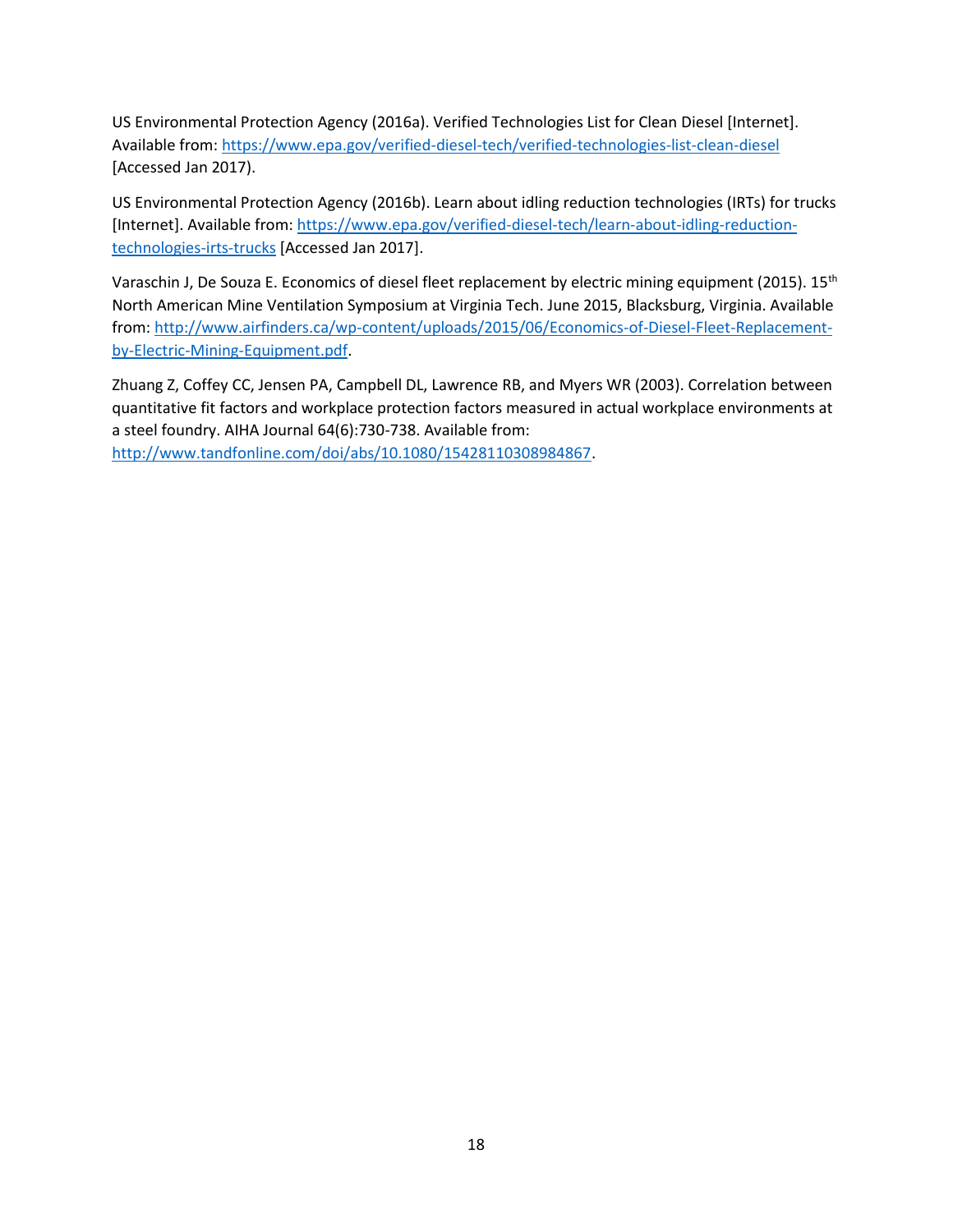US Environmental Protection Agency (2016a). Verified Technologies List for Clean Diesel [Internet]. Available from: https://www.epa.gov/verified-diesel-tech/verified-technologies-list-clean-diesel [Accessed Jan 2017).

US Environmental Protection Agency (2016b). Learn about idling reduction technologies (IRTs) for trucks [Internet]. Available from: https://www.epa.gov/verified-diesel-tech/learn-about-idling-reduction-technologies-irts-trucks [Accessed Jan 2017].

Varaschin J, De Souza E. Economics of diesel fleet replacement by electric mining equipment (2015). 15th North American Mine Ventilation Symposium at Virginia Tech. June 2015, Blacksburg, Virginia. Available from: http://www.airfinders.ca/wp-content/uploads/2015/06/Economics-of-Diesel-Fleet-Replacement-by-Electric-Mining-Equipment.pdf.

Zhuang Z, Coffey CC, Jensen PA, Campbell DL, Lawrence RB, and Myers WR (2003). Correlation between quantitative fit factors and workplace protection factors measured in actual workplace environments at a steel foundry. AIHA Journal 64(6):730-738. Available from: http://www.tandfonline.com/doi/abs/10.1080/15428110308984867.